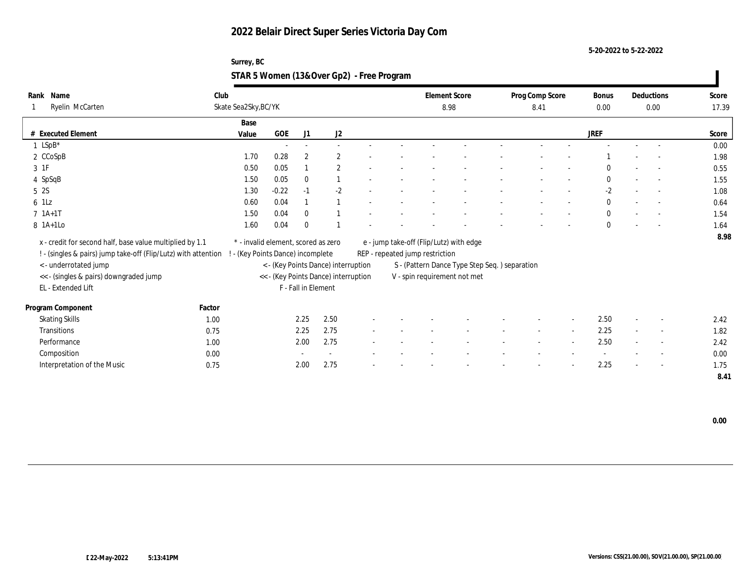# 2022 Belair Direct Super Series Victoria Day Com

5-20-2022 to 5-22-2022

Surrey, BC

## STAR 5 Women (13&Over Gp2) - Free Program

| Rank | Name | Club | Element Score | Prog Comp Score | Bonus | Deductions | Score |
|---|---|---|---|---|---|---|---|
| 1 | Ryelin McCarten | Skate Sea2Sky,BC/YK | 8.98 | 8.41 | 0.00 | 0.00 | 17.39 |

| # | Executed Element | Base Value | GOE | J1 | J2 | | | | | | | | | | JREF | | | Score |
|---|---|---|---|---|---|---|---|---|---|---|---|---|---|---|---|---|---|---|
| 1 | LSpB* | | - | - | - | - | - | - | - | - | - | - | - | | - | - | - | 0.00 |
| 2 | CCoSpB | 1.70 | 0.28 | 2 | 2 | - | - | - | - | - | - | - | - | | 1 | - | - | 1.98 |
| 3 | 1F | 0.50 | 0.05 | 1 | 2 | - | - | - | - | - | - | - | - | | 0 | - | - | 0.55 |
| 4 | SpSqB | 1.50 | 0.05 | 0 | 1 | - | - | - | - | - | - | - | - | | 0 | - | - | 1.55 |
| 5 | 2S | 1.30 | -0.22 | -1 | -2 | - | - | - | - | - | - | - | - | | -2 | - | - | 1.08 |
| 6 | 1Lz | 0.60 | 0.04 | 1 | 1 | - | - | - | - | - | - | - | - | | 0 | - | - | 0.64 |
| 7 | 1A+1T | 1.50 | 0.04 | 0 | 1 | - | - | - | - | - | - | - | - | | 0 | - | - | 1.54 |
| 8 | 1A+1Lo | 1.60 | 0.04 | 0 | 1 | - | - | - | - | - | - | - | - | | 0 | - | - | 1.64 |
| | | | | | | | | | | | | | | | | | | 8.98 |

x - credit for second half, base value multiplied by 1.1
! - (singles & pairs) jump take-off (Flip/Lutz) with attention
< - underrotated jump
<< - (singles & pairs) downgraded jump
EL - Extended Lift
\* - invalid element, scored as zero
! - (Key Points Dance) incomplete
< - (Key Points Dance) interruption
<< - (Key Points Dance) interruption
F - Fall in Element
e - jump take-off (Flip/Lutz) with edge
REP - repeated jump restriction
S - (Pattern Dance Type Step Seq. ) separation
V - spin requirement not met

| Program Component | Factor | J1 | J2 | | | | | | | | | | JREF | | | Score |
|---|---|---|---|---|---|---|---|---|---|---|---|---|---|---|---|---|
| Skating Skills | 1.00 | 2.25 | 2.50 | - | - | - | - | - | - | - | - | - | 2.50 | - | - | 2.42 |
| Transitions | 0.75 | 2.25 | 2.75 | - | - | - | - | - | - | - | - | - | 2.25 | - | - | 1.82 |
| Performance | 1.00 | 2.00 | 2.75 | - | - | - | - | - | - | - | - | - | 2.50 | - | - | 2.42 |
| Composition | 0.00 | - | - | - | - | - | - | - | - | - | - | - | - | - | - | 0.00 |
| Interpretation of the Music | 0.75 | 2.00 | 2.75 | - | - | - | - | - | - | - | - | - | 2.25 | - | - | 1.75 |
| | | | | | | | | | | | | | | | | 8.41 |

0.00

[ 22-May-2022 5:13:41PM

Versions: CSS(21.00.00), SOV(21.00.00), SP(21.00.00)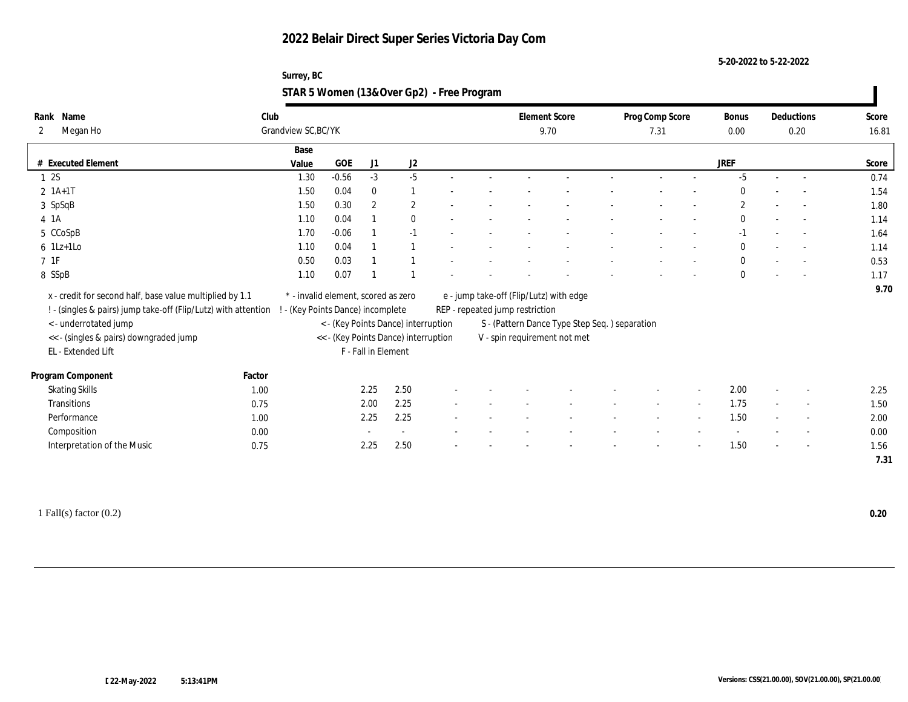# 2022 Belair Direct Super Series Victoria Day Com

5-20-2022 to 5-22-2022

Surrey, BC

## STAR 5 Women (13&Over Gp2) - Free Program

| Rank | Name | Club | Element Score | Prog Comp Score | Bonus | Deductions | Score |
|---|---|---|---|---|---|---|---|
| 2 | Megan Ho | Grandview SC,BC/YK | 9.70 | 7.31 | 0.00 | 0.20 | 16.81 |

| # | Executed Element | Base Value | GOE | J1 | J2 | | | | | | | | | | JREF | | | Score |
|---|---|---|---|---|---|---|---|---|---|---|---|---|---|---|---|---|---|---|
| 1 | 2S | 1.30 | -0.56 | -3 | -5 | - | - | - | - | - | - | - | - | - | -5 | - | - | 0.74 |
| 2 | 1A+1T | 1.50 | 0.04 | 0 | 1 | - | - | - | - | - | - | - | - | - | 0 | - | - | 1.54 |
| 3 | SpSqB | 1.50 | 0.30 | 2 | 2 | - | - | - | - | - | - | - | - | - | 2 | - | - | 1.80 |
| 4 | 1A | 1.10 | 0.04 | 1 | 0 | - | - | - | - | - | - | - | - | - | 0 | - | - | 1.14 |
| 5 | CCoSpB | 1.70 | -0.06 | 1 | -1 | - | - | - | - | - | - | - | - | - | -1 | - | - | 1.64 |
| 6 | 1Lz+1Lo | 1.10 | 0.04 | 1 | 1 | - | - | - | - | - | - | - | - | - | 0 | - | - | 1.14 |
| 7 | 1F | 0.50 | 0.03 | 1 | 1 | - | - | - | - | - | - | - | - | - | 0 | - | - | 0.53 |
| 8 | SSpB | 1.10 | 0.07 | 1 | 1 | - | - | - | - | - | - | - | - | - | 0 | - | - | 1.17 |
| | | | | | | | | | | | | | | | | | | 9.70 |

x - credit for second half, base value multiplied by 1.1
! - (singles & pairs) jump take-off (Flip/Lutz) with attention
< - underrotated jump
<< - (singles & pairs) downgraded jump
EL - Extended Lift
\* - invalid element, scored as zero
! - (Key Points Dance) incomplete
< - (Key Points Dance) interruption
<< - (Key Points Dance) interruption
F - Fall in Element
e - jump take-off (Flip/Lutz) with edge
REP - repeated jump restriction
S - (Pattern Dance Type Step Seq. ) separation
V - spin requirement not met

| Program Component | Factor | J1 | J2 | | | | | | | | | | JREF | | | Score |
|---|---|---|---|---|---|---|---|---|---|---|---|---|---|---|---|---|
| Skating Skills | 1.00 | 2.25 | 2.50 | - | - | - | - | - | - | - | - | - | 2.00 | - | - | 2.25 |
| Transitions | 0.75 | 2.00 | 2.25 | - | - | - | - | - | - | - | - | - | 1.75 | - | - | 1.50 |
| Performance | 1.00 | 2.25 | 2.25 | - | - | - | - | - | - | - | - | - | 1.50 | - | - | 2.00 |
| Composition | 0.00 | - | - | - | - | - | - | - | - | - | - | - | - | - | - | 0.00 |
| Interpretation of the Music | 0.75 | 2.25 | 2.50 | - | - | - | - | - | - | - | - | - | 1.50 | - | - | 1.56 |
| | | | | | | | | | | | | | | | | 7.31 |

1 Fall(s) factor (0.2) **0.20**

22-May-2022 5:13:41PM

Versions: CSS(21.00.00), SOV(21.00.00), SP(21.00.00)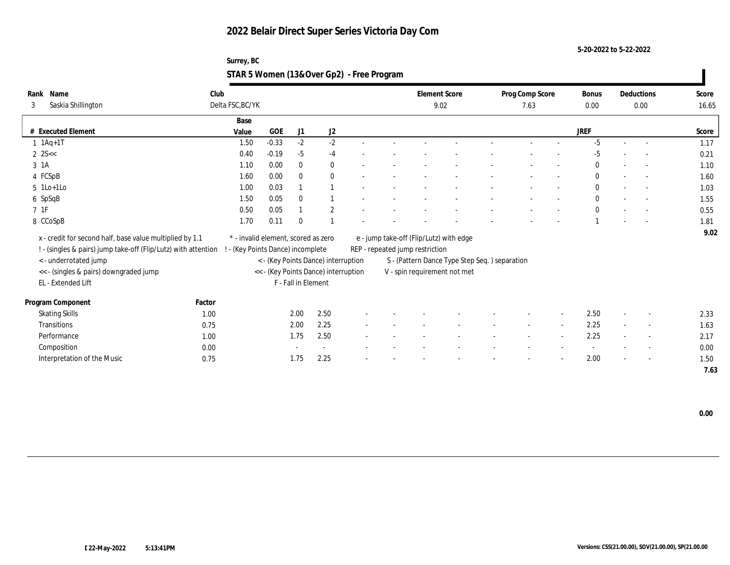# 2022 Belair Direct Super Series Victoria Day Com

5-20-2022 to 5-22-2022

Surrey, BC

## STAR 5 Women (13&Over Gp2) - Free Program

| Rank | Name | Club | Element Score | Prog Comp Score | Bonus | Deductions | Score |
|---|---|---|---|---|---|---|---|
| 3 | Saskia Shillington | Delta FSC,BC/YK | 9.02 | 7.63 | 0.00 | 0.00 | 16.65 |

| # | Executed Element | Base Value | GOE | J1 | J2 | | | | | | | | | | JREF | | | Score |
|---|---|---|---|---|---|---|---|---|---|---|---|---|---|---|---|---|---|---|
| 1 | 1Aq+1T | 1.50 | -0.33 | -2 | -2 | - | - | - | - | - | - | - | - | - | -5 | - | - | 1.17 |
| 2 | 2S<< | 0.40 | -0.19 | -5 | -4 | - | - | - | - | - | - | - | - | - | -5 | - | - | 0.21 |
| 3 | 1A | 1.10 | 0.00 | 0 | 0 | - | - | - | - | - | - | - | - | - | 0 | - | - | 1.10 |
| 4 | FCSpB | 1.60 | 0.00 | 0 | 0 | - | - | - | - | - | - | - | - | - | 0 | - | - | 1.60 |
| 5 | 1Lo+1Lo | 1.00 | 0.03 | 1 | 1 | - | - | - | - | - | - | - | - | - | 0 | - | - | 1.03 |
| 6 | SpSqB | 1.50 | 0.05 | 0 | 1 | - | - | - | - | - | - | - | - | - | 0 | - | - | 1.55 |
| 7 | 1F | 0.50 | 0.05 | 1 | 2 | - | - | - | - | - | - | - | - | - | 0 | - | - | 0.55 |
| 8 | CCoSpB | 1.70 | 0.11 | 0 | 1 | - | - | - | - | - | - | - | - | - | 1 | - | - | 1.81 |
| | | | | | | | | | | | | | | | | | | 9.02 |

x - credit for second half, base value multiplied by 1.1
! - (singles & pairs) jump take-off (Flip/Lutz) with attention
< - underrotated jump
<< - (singles & pairs) downgraded jump
EL - Extended Lift
\* - invalid element, scored as zero
! - (Key Points Dance) incomplete
< - (Key Points Dance) interruption
<< - (Key Points Dance) interruption
F - Fall in Element
e - jump take-off (Flip/Lutz) with edge
REP - repeated jump restriction
S - (Pattern Dance Type Step Seq. ) separation
V - spin requirement not met

| Program Component | Factor | J1 | J2 | | | | | | | | | | JREF | | | Score |
|---|---|---|---|---|---|---|---|---|---|---|---|---|---|---|---|---|
| Skating Skills | 1.00 | 2.00 | 2.50 | - | - | - | - | - | - | - | - | - | 2.50 | - | - | 2.33 |
| Transitions | 0.75 | 2.00 | 2.25 | - | - | - | - | - | - | - | - | - | 2.25 | - | - | 1.63 |
| Performance | 1.00 | 1.75 | 2.50 | - | - | - | - | - | - | - | - | - | 2.25 | - | - | 2.17 |
| Composition | 0.00 | - | - | - | - | - | - | - | - | - | - | - | - | - | - | 0.00 |
| Interpretation of the Music | 0.75 | 1.75 | 2.25 | - | - | - | - | - | - | - | - | - | 2.00 | - | - | 1.50 |
| | | | | | | | | | | | | | | | | 7.63 |

0.00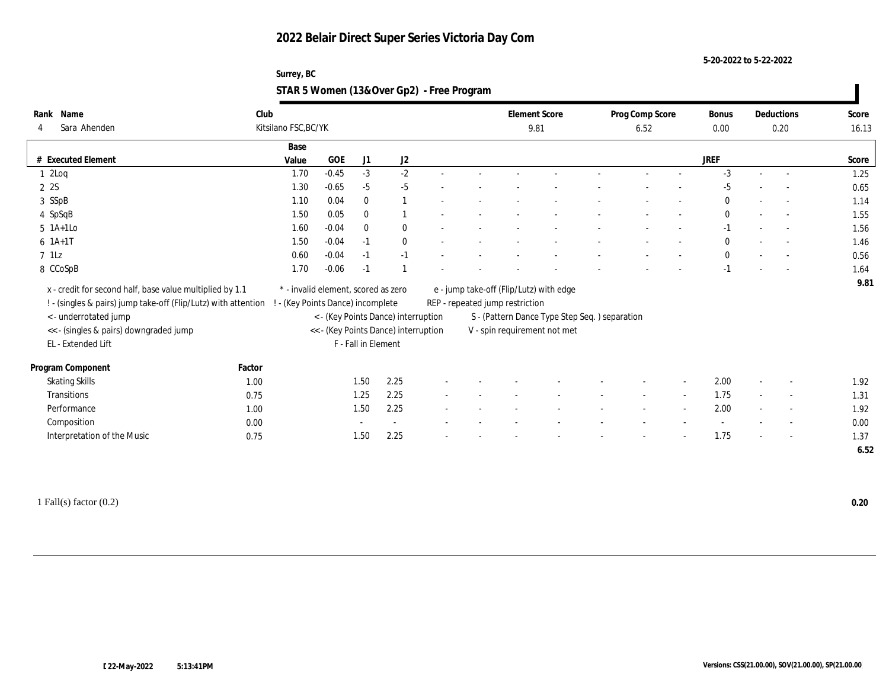# 2022 Belair Direct Super Series Victoria Day Com

5-20-2022 to 5-22-2022

Surrey, BC

## STAR 5 Women (13&Over Gp2) - Free Program

| Rank | Name | Club | Element Score | Prog Comp Score | Bonus | Deductions | Score |
|---|---|---|---|---|---|---|---|
| 4 | Sara Ahenden | Kitsilano FSC,BC/YK | 9.81 | 6.52 | 0.00 | 0.20 | 16.13 |

| # | Executed Element | Base Value | GOE | J1 | J2 | | | | | | | | | | JREF | | | Score |
|---|---|---|---|---|---|---|---|---|---|---|---|---|---|---|---|---|---|---|
| 1 | 2Loq | 1.70 | -0.45 | -3 | -2 | - | - | - | - | - | - | - | - | - | -3 | - | - | 1.25 |
| 2 | 2S | 1.30 | -0.65 | -5 | -5 | - | - | - | - | - | - | - | - | - | -5 | - | - | 0.65 |
| 3 | SSpB | 1.10 | 0.04 | 0 | 1 | - | - | - | - | - | - | - | - | - | 0 | - | - | 1.14 |
| 4 | SpSqB | 1.50 | 0.05 | 0 | 1 | - | - | - | - | - | - | - | - | - | 0 | - | - | 1.55 |
| 5 | 1A+1Lo | 1.60 | -0.04 | 0 | 0 | - | - | - | - | - | - | - | - | - | -1 | - | - | 1.56 |
| 6 | 1A+1T | 1.50 | -0.04 | -1 | 0 | - | - | - | - | - | - | - | - | - | 0 | - | - | 1.46 |
| 7 | 1Lz | 0.60 | -0.04 | -1 | -1 | - | - | - | - | - | - | - | - | - | 0 | - | - | 0.56 |
| 8 | CCoSpB | 1.70 | -0.06 | -1 | 1 | - | - | - | - | - | - | - | - | - | -1 | - | - | 1.64 |
| | | | | | | | | | | | | | | | | | | 9.81 |

x - credit for second half, base value multiplied by 1.1
! - (singles & pairs) jump take-off (Flip/Lutz) with attention
< - underrotated jump
<< - (singles & pairs) downgraded jump
EL - Extended Lift
\* - invalid element, scored as zero
! - (Key Points Dance) incomplete
< - (Key Points Dance) interruption
<< - (Key Points Dance) interruption
F - Fall in Element
e - jump take-off (Flip/Lutz) with edge
REP - repeated jump restriction
S - (Pattern Dance Type Step Seq. ) separation
V - spin requirement not met

| Program Component | Factor | J1 | J2 | | | | | | | | | | JREF | | | Score |
|---|---|---|---|---|---|---|---|---|---|---|---|---|---|---|---|---|
| Skating Skills | 1.00 | 1.50 | 2.25 | - | - | - | - | - | - | - | - | - | 2.00 | - | - | 1.92 |
| Transitions | 0.75 | 1.25 | 2.25 | - | - | - | - | - | - | - | - | - | 1.75 | - | - | 1.31 |
| Performance | 1.00 | 1.50 | 2.25 | - | - | - | - | - | - | - | - | - | 2.00 | - | - | 1.92 |
| Composition | 0.00 | - | - | - | - | - | - | - | - | - | - | - | - | - | - | 0.00 |
| Interpretation of the Music | 0.75 | 1.50 | 2.25 | - | - | - | - | - | - | - | - | - | 1.75 | - | - | 1.37 |
| | | | | | | | | | | | | | | | | 6.52 |

1 Fall(s) factor (0.2) — 0.20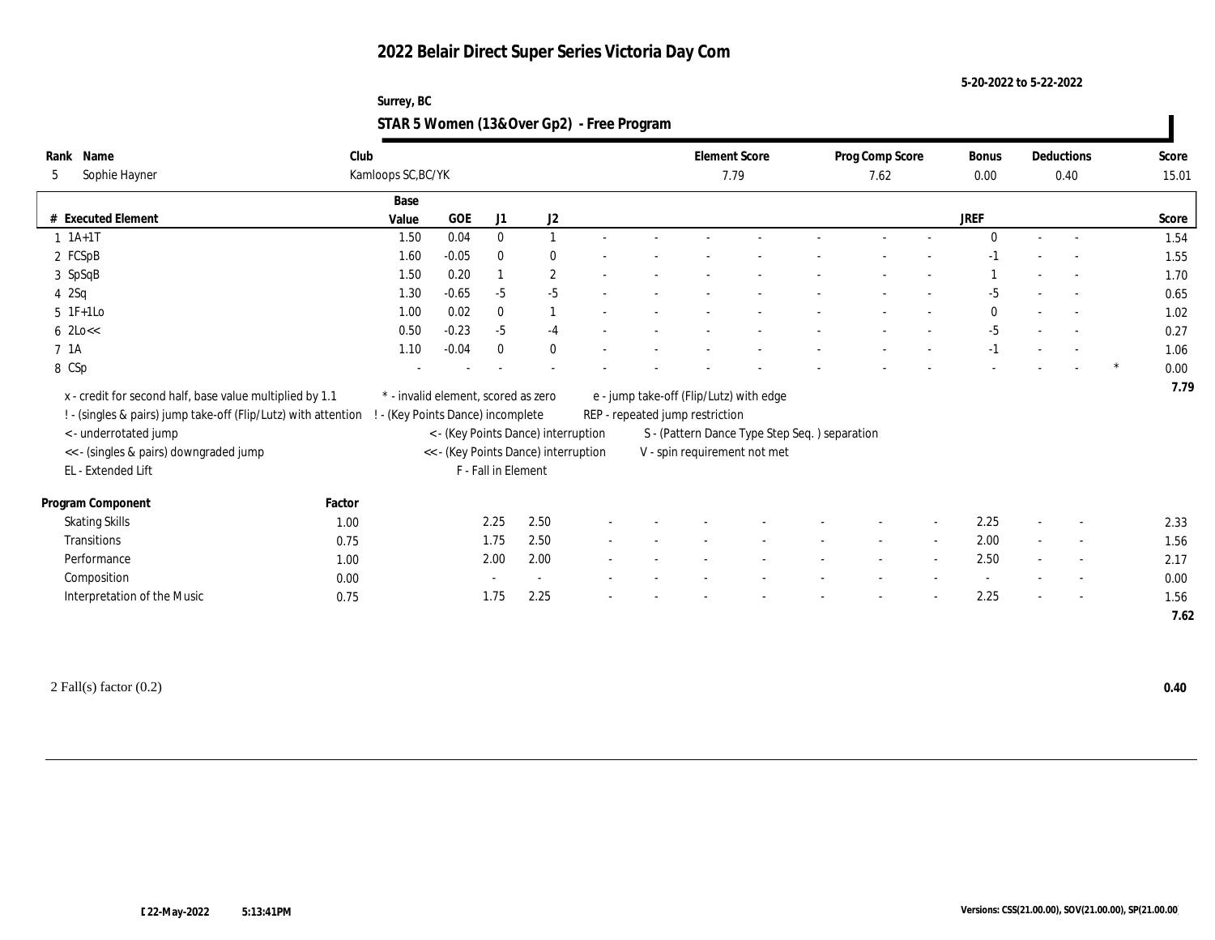# 2022 Belair Direct Super Series Victoria Day Com

5-20-2022 to 5-22-2022

Surrey, BC

## STAR 5 Women (13&Over Gp2) - Free Program

| Rank | Name | Club | Element Score | Prog Comp Score | Bonus | Deductions | Score |
|---|---|---|---|---|---|---|---|
| 5 | Sophie Hayner | Kamloops SC,BC/YK | 7.79 | 7.62 | 0.00 | 0.40 | 15.01 |

| # | Executed Element | Base Value | GOE | J1 | J2 | | | | | | | | | JREF | | | | Score |
|---|---|---|---|---|---|---|---|---|---|---|---|---|---|---|---|---|---|---|
| 1 | 1A+1T | 1.50 | 0.04 | 0 | 1 | - | - | - | - | - | - | - | - | 0 | - | - | | 1.54 |
| 2 | FCSpB | 1.60 | -0.05 | 0 | 0 | - | - | - | - | - | - | - | - | -1 | - | - | | 1.55 |
| 3 | SpSqB | 1.50 | 0.20 | 1 | 2 | - | - | - | - | - | - | - | - | 1 | - | - | | 1.70 |
| 4 | 2Sq | 1.30 | -0.65 | -5 | -5 | - | - | - | - | - | - | - | - | -5 | - | - | | 0.65 |
| 5 | 1F+1Lo | 1.00 | 0.02 | 0 | 1 | - | - | - | - | - | - | - | - | 0 | - | - | | 1.02 |
| 6 | 2Lo<< | 0.50 | -0.23 | -5 | -4 | - | - | - | - | - | - | - | - | -5 | - | - | | 0.27 |
| 7 | 1A | 1.10 | -0.04 | 0 | 0 | - | - | - | - | - | - | - | - | -1 | - | - | | 1.06 |
| 8 | CSp | - | - | - | - | - | - | - | - | - | - | - | - | - | - | - | * | 0.00 |
| | | | | | | | | | | | | | | | | | | 7.79 |

x - credit for second half, base value multiplied by 1.1
! - (singles & pairs) jump take-off (Flip/Lutz) with attention
< - underrotated jump
<< - (singles & pairs) downgraded jump
EL - Extended Lift

\* - invalid element, scored as zero
! - (Key Points Dance) incomplete
< - (Key Points Dance) interruption
<< - (Key Points Dance) interruption
F - Fall in Element

e - jump take-off (Flip/Lutz) with edge
REP - repeated jump restriction
S - (Pattern Dance Type Step Seq. ) separation
V - spin requirement not met

| Program Component | Factor | J1 | J2 | | | | | | | | | JREF | | | Score |
|---|---|---|---|---|---|---|---|---|---|---|---|---|---|---|---|
| Skating Skills | 1.00 | 2.25 | 2.50 | - | - | - | - | - | - | - | - | 2.25 | - | - | 2.33 |
| Transitions | 0.75 | 1.75 | 2.50 | - | - | - | - | - | - | - | - | 2.00 | - | - | 1.56 |
| Performance | 1.00 | 2.00 | 2.00 | - | - | - | - | - | - | - | - | 2.50 | - | - | 2.17 |
| Composition | 0.00 | - | - | - | - | - | - | - | - | - | - | - | - | - | 0.00 |
| Interpretation of the Music | 0.75 | 1.75 | 2.25 | - | - | - | - | - | - | - | - | 2.25 | - | - | 1.56 |
| | | | | | | | | | | | | | | | 7.62 |

2 Fall(s) factor (0.2) **0.40**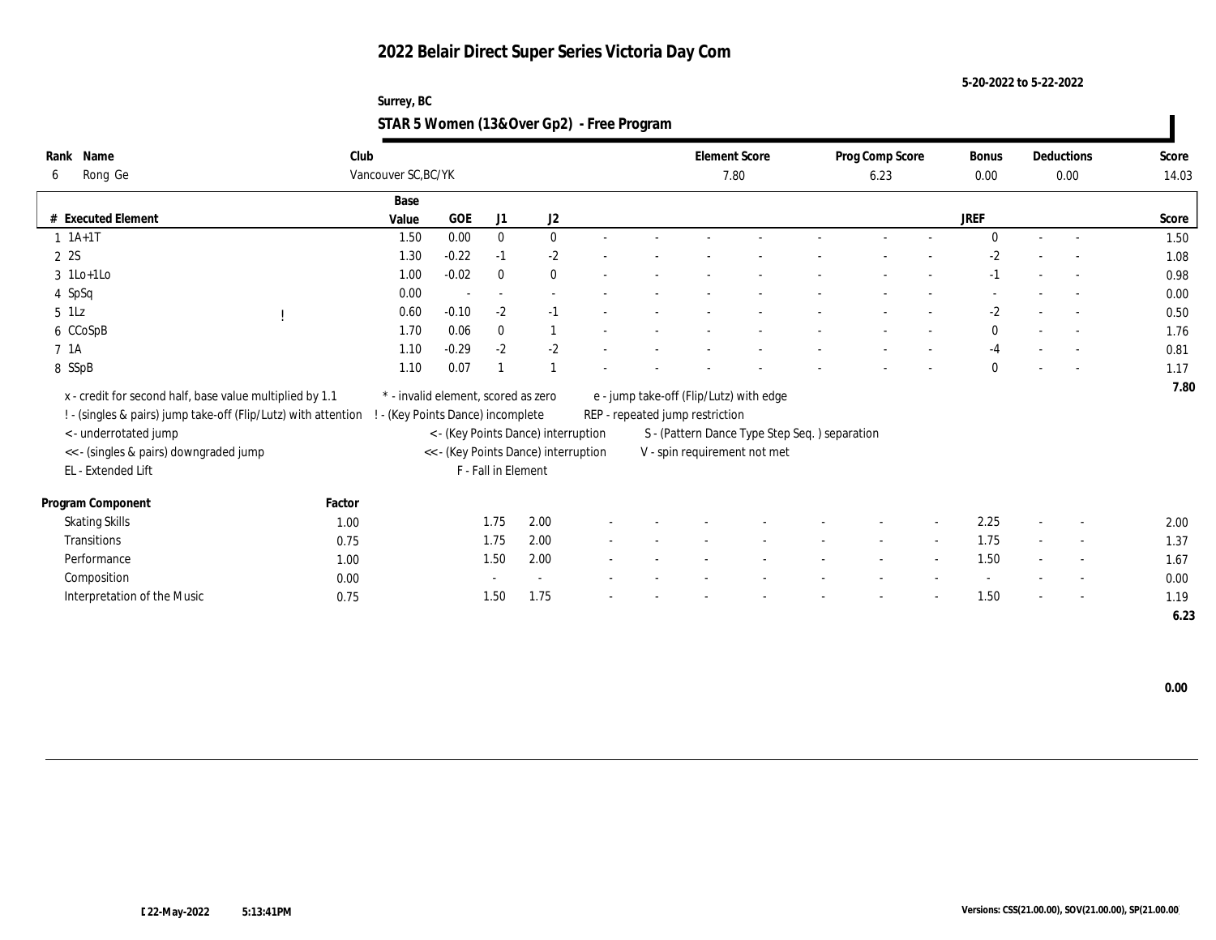# 2022 Belair Direct Super Series Victoria Day Com

5-20-2022 to 5-22-2022

Surrey, BC

## STAR 5 Women (13&Over Gp2) - Free Program

| Rank | Name | Club | Element Score | Prog Comp Score | Bonus | Deductions | Score |
|---|---|---|---|---|---|---|---|
| 6 | Rong Ge | Vancouver SC,BC/YK | 7.80 | 6.23 | 0.00 | 0.00 | 14.03 |

| # | Executed Element | | Base Value | GOE | J1 | J2 | | | | | | | | | | JREF | | | Score |
|---|---|---|---|---|---|---|---|---|---|---|---|---|---|---|---|---|---|---|---|
| 1 | 1A+1T | | 1.50 | 0.00 | 0 | 0 | - | - | - | - | - | - | - | - | | 0 | - | - | 1.50 |
| 2 | 2S | | 1.30 | -0.22 | -1 | -2 | - | - | - | - | - | - | - | - | | -2 | - | - | 1.08 |
| 3 | 1Lo+1Lo | | 1.00 | -0.02 | 0 | 0 | - | - | - | - | - | - | - | - | | -1 | - | - | 0.98 |
| 4 | SpSq | | 0.00 | - | - | - | - | - | - | - | - | - | - | - | | - | - | - | 0.00 |
| 5 | 1Lz | ! | 0.60 | -0.10 | -2 | -1 | - | - | - | - | - | - | - | - | | -2 | - | - | 0.50 |
| 6 | CCoSpB | | 1.70 | 0.06 | 0 | 1 | - | - | - | - | - | - | - | - | | 0 | - | - | 1.76 |
| 7 | 1A | | 1.10 | -0.29 | -2 | -2 | - | - | - | - | - | - | - | - | | -4 | - | - | 0.81 |
| 8 | SSpB | | 1.10 | 0.07 | 1 | 1 | - | - | - | - | - | - | - | - | | 0 | - | - | 1.17 |
| | | | | | | | | | | | | | | | | | | | 7.80 |

x - credit for second half, base value multiplied by 1.1
! - (singles & pairs) jump take-off (Flip/Lutz) with attention
< - underrotated jump
<< - (singles & pairs) downgraded jump
EL - Extended Lift
* - invalid element, scored as zero
! - (Key Points Dance) incomplete
< - (Key Points Dance) interruption
<< - (Key Points Dance) interruption
F - Fall in Element
e - jump take-off (Flip/Lutz) with edge
REP - repeated jump restriction
S - (Pattern Dance Type Step Seq. ) separation
V - spin requirement not met

| Program Component | Factor | J1 | J2 | | | | | | | | | | JREF | | | Score |
|---|---|---|---|---|---|---|---|---|---|---|---|---|---|---|---|---|
| Skating Skills | 1.00 | 1.75 | 2.00 | - | - | - | - | - | - | - | - | - | 2.25 | - | - | 2.00 |
| Transitions | 0.75 | 1.75 | 2.00 | - | - | - | - | - | - | - | - | - | 1.75 | - | - | 1.37 |
| Performance | 1.00 | 1.50 | 2.00 | - | - | - | - | - | - | - | - | - | 1.50 | - | - | 1.67 |
| Composition | 0.00 | - | - | - | - | - | - | - | - | - | - | - | - | - | - | 0.00 |
| Interpretation of the Music | 0.75 | 1.50 | 1.75 | - | - | - | - | - | - | - | - | - | 1.50 | - | - | 1.19 |
| | | | | | | | | | | | | | | | | 6.23 |

0.00

22-May-2022 5:13:41PM

Versions: CSS(21.00.00), SOV(21.00.00), SP(21.00.00)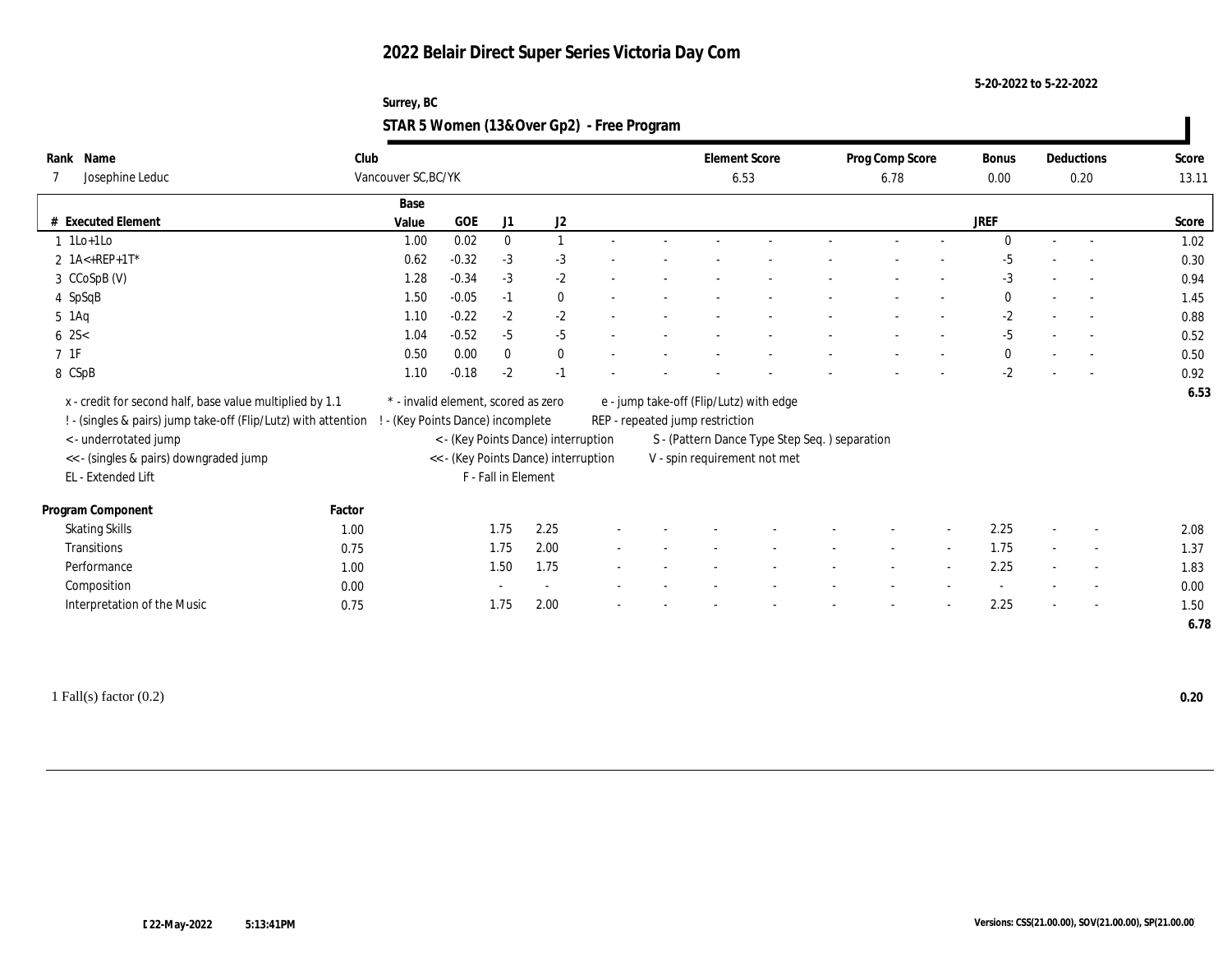# 2022 Belair Direct Super Series Victoria Day Com

5-20-2022 to 5-22-2022

Surrey, BC

## STAR 5 Women (13&Over Gp2) - Free Program

| Rank | Name | Club | Element Score | Prog Comp Score | Bonus | Deductions | Score |
|---|---|---|---|---|---|---|---|
| 7 | Josephine Leduc | Vancouver SC,BC/YK | 6.53 | 6.78 | 0.00 | 0.20 | 13.11 |

| # | Executed Element | Base Value | GOE | J1 | J2 | | | | | | | | | | JREF | | | Score |
|---|---|---|---|---|---|---|---|---|---|---|---|---|---|---|---|---|---|---|
| 1 | 1Lo+1Lo | 1.00 | 0.02 | 0 | 1 | - | - | - | - | - | - | - | - | - | 0 | - | - | 1.02 |
| 2 | 1A<+REP+1T* | 0.62 | -0.32 | -3 | -3 | - | - | - | - | - | - | - | - | - | -5 | - | - | 0.30 |
| 3 | CCoSpB (V) | 1.28 | -0.34 | -3 | -2 | - | - | - | - | - | - | - | - | - | -3 | - | - | 0.94 |
| 4 | SpSqB | 1.50 | -0.05 | -1 | 0 | - | - | - | - | - | - | - | - | - | 0 | - | - | 1.45 |
| 5 | 1Aq | 1.10 | -0.22 | -2 | -2 | - | - | - | - | - | - | - | - | - | -2 | - | - | 0.88 |
| 6 | 2S< | 1.04 | -0.52 | -5 | -5 | - | - | - | - | - | - | - | - | - | -5 | - | - | 0.52 |
| 7 | 1F | 0.50 | 0.00 | 0 | 0 | - | - | - | - | - | - | - | - | - | 0 | - | - | 0.50 |
| 8 | CSpB | 1.10 | -0.18 | -2 | -1 | - | - | - | - | - | - | - | - | - | -2 | - | - | 0.92 |
| | | | | | | | | | | | | | | | | | | 6.53 |

x - credit for second half, base value multiplied by 1.1
! - (singles & pairs) jump take-off (Flip/Lutz) with attention
< - underrotated jump
<< - (singles & pairs) downgraded jump
EL - Extended Lift
\* - invalid element, scored as zero
! - (Key Points Dance) incomplete
< - (Key Points Dance) interruption
<< - (Key Points Dance) interruption
F - Fall in Element
e - jump take-off (Flip/Lutz) with edge
REP - repeated jump restriction
S - (Pattern Dance Type Step Seq. ) separation
V - spin requirement not met

| Program Component | Factor | J1 | J2 | | | | | | | | | | JREF | | | Score |
|---|---|---|---|---|---|---|---|---|---|---|---|---|---|---|---|---|
| Skating Skills | 1.00 | 1.75 | 2.25 | - | - | - | - | - | - | - | - | - | 2.25 | - | - | 2.08 |
| Transitions | 0.75 | 1.75 | 2.00 | - | - | - | - | - | - | - | - | - | 1.75 | - | - | 1.37 |
| Performance | 1.00 | 1.50 | 1.75 | - | - | - | - | - | - | - | - | - | 2.25 | - | - | 1.83 |
| Composition | 0.00 | - | - | - | - | - | - | - | - | - | - | - | - | - | - | 0.00 |
| Interpretation of the Music | 0.75 | 1.75 | 2.00 | - | - | - | - | - | - | - | - | - | 2.25 | - | - | 1.50 |
| | | | | | | | | | | | | | | | | 6.78 |

1 Fall(s) factor (0.2) **0.20**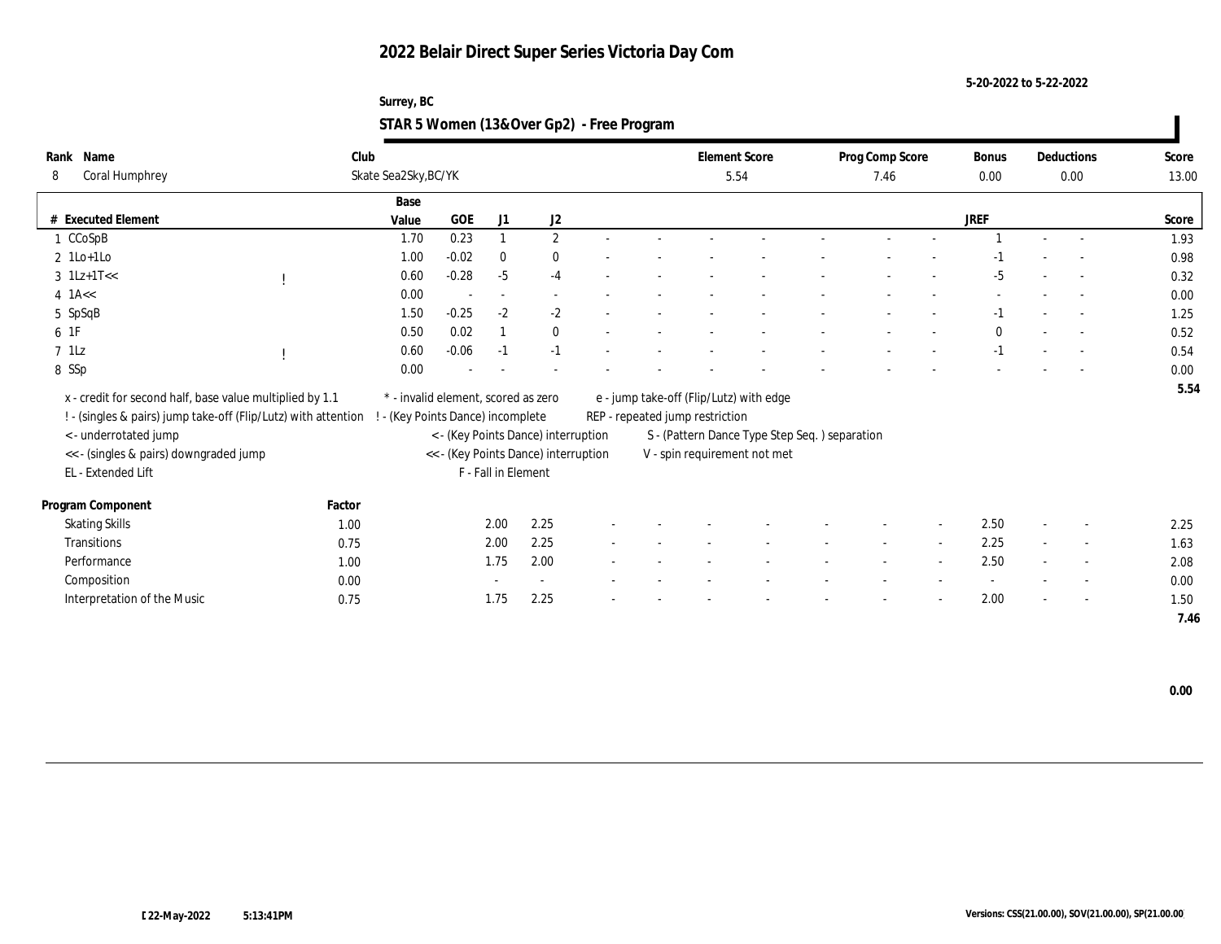# 2022 Belair Direct Super Series Victoria Day Com

5-20-2022 to 5-22-2022

Surrey, BC

## STAR 5 Women (13&Over Gp2) - Free Program

| Rank | Name | Club | Element Score | Prog Comp Score | Bonus | Deductions | Score |
|---|---|---|---|---|---|---|---|
| 8 | Coral Humphrey | Skate Sea2Sky,BC/YK | 5.54 | 7.46 | 0.00 | 0.00 | 13.00 |

| # | Executed Element | | Base Value | GOE | J1 | J2 | | | | | | | | | | JREF | | | Score |
|---|---|---|---|---|---|---|---|---|---|---|---|---|---|---|---|---|---|---|---|
| 1 | CCoSpB | | 1.70 | 0.23 | 1 | 2 | - | - | - | - | - | - | - | 1 | - | - | | | 1.93 |
| 2 | 1Lo+1Lo | | 1.00 | -0.02 | 0 | 0 | - | - | - | - | - | - | - | -1 | - | - | | | 0.98 |
| 3 | 1Lz+1T<< | ! | 0.60 | -0.28 | -5 | -4 | - | - | - | - | - | - | - | -5 | - | - | | | 0.32 |
| 4 | 1A<< | | 0.00 | - | - | - | - | - | - | - | - | - | - | - | - | - | | | 0.00 |
| 5 | SpSqB | | 1.50 | -0.25 | -2 | -2 | - | - | - | - | - | - | - | -1 | - | - | | | 1.25 |
| 6 | 1F | | 0.50 | 0.02 | 1 | 0 | - | - | - | - | - | - | - | 0 | - | - | | | 0.52 |
| 7 | 1Lz | ! | 0.60 | -0.06 | -1 | -1 | - | - | - | - | - | - | - | -1 | - | - | | | 0.54 |
| 8 | SSp | | 0.00 | - | - | - | - | - | - | - | - | - | - | - | - | - | | | 0.00 |
| | | | | | | | | | | | | | | | | | | | 5.54 |

x - credit for second half, base value multiplied by 1.1
! - (singles & pairs) jump take-off (Flip/Lutz) with attention
< - underrotated jump
<< - (singles & pairs) downgraded jump
EL - Extended Lift

\* - invalid element, scored as zero
! - (Key Points Dance) incomplete
< - (Key Points Dance) interruption
<< - (Key Points Dance) interruption
F - Fall in Element

e - jump take-off (Flip/Lutz) with edge
REP - repeated jump restriction
S - (Pattern Dance Type Step Seq. ) separation
V - spin requirement not met

| Program Component | Factor | J1 | J2 | | | | | | | | | JREF | | | Score |
|---|---|---|---|---|---|---|---|---|---|---|---|---|---|---|---|
| Skating Skills | 1.00 | 2.00 | 2.25 | - | - | - | - | - | - | - | - | 2.50 | - | - | 2.25 |
| Transitions | 0.75 | 2.00 | 2.25 | - | - | - | - | - | - | - | - | 2.25 | - | - | 1.63 |
| Performance | 1.00 | 1.75 | 2.00 | - | - | - | - | - | - | - | - | 2.50 | - | - | 2.08 |
| Composition | 0.00 | - | - | - | - | - | - | - | - | - | - | - | - | - | 0.00 |
| Interpretation of the Music | 0.75 | 1.75 | 2.25 | - | - | - | - | - | - | - | - | 2.00 | - | - | 1.50 |
| | | | | | | | | | | | | | | | 7.46 |

0.00

22-May-2022 5:13:41PM

Versions: CSS(21.00.00), SOV(21.00.00), SP(21.00.00)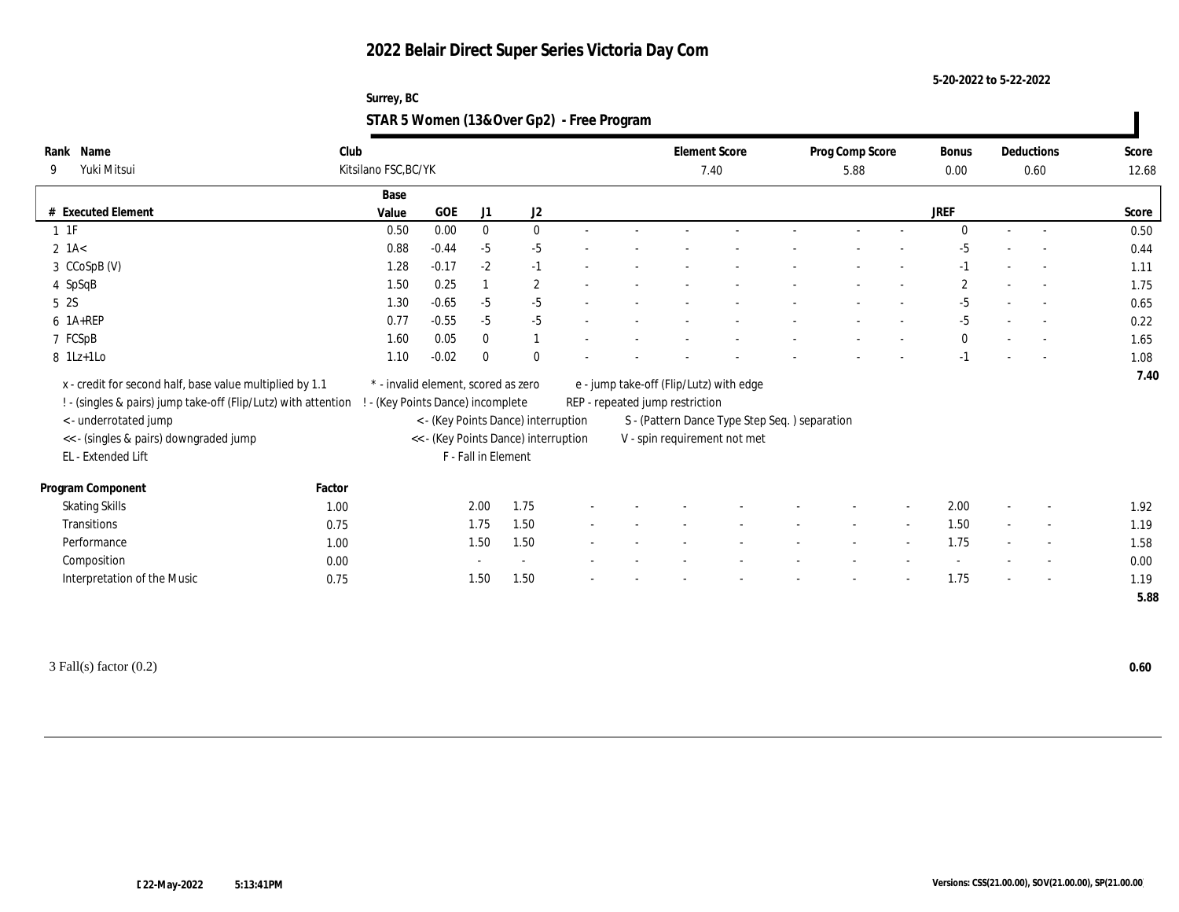# 2022 Belair Direct Super Series Victoria Day Com

5-20-2022 to 5-22-2022

Surrey, BC

## STAR 5 Women (13&Over Gp2) - Free Program

| Rank | Name | Club | Element Score | Prog Comp Score | Bonus | Deductions | Score |
|---|---|---|---|---|---|---|---|
| 9 | Yuki Mitsui | Kitsilano FSC,BC/YK | 7.40 | 5.88 | 0.00 | 0.60 | 12.68 |

| # | Executed Element | Base Value | GOE | J1 | J2 | | | | | | | | | JREF | | | Score |
|---|---|---|---|---|---|---|---|---|---|---|---|---|---|---|---|---|---|
| 1 | 1F | 0.50 | 0.00 | 0 | 0 | - | - | - | - | - | - | - | - | 0 | - | - | 0.50 |
| 2 | 1A< | 0.88 | -0.44 | -5 | -5 | - | - | - | - | - | - | - | - | -5 | - | - | 0.44 |
| 3 | CCoSpB (V) | 1.28 | -0.17 | -2 | -1 | - | - | - | - | - | - | - | - | -1 | - | - | 1.11 |
| 4 | SpSqB | 1.50 | 0.25 | 1 | 2 | - | - | - | - | - | - | - | - | 2 | - | - | 1.75 |
| 5 | 2S | 1.30 | -0.65 | -5 | -5 | - | - | - | - | - | - | - | - | -5 | - | - | 0.65 |
| 6 | 1A+REP | 0.77 | -0.55 | -5 | -5 | - | - | - | - | - | - | - | - | -5 | - | - | 0.22 |
| 7 | FCSpB | 1.60 | 0.05 | 0 | 1 | - | - | - | - | - | - | - | - | 0 | - | - | 1.65 |
| 8 | 1Lz+1Lo | 1.10 | -0.02 | 0 | 0 | - | - | - | - | - | - | - | - | -1 | - | - | 1.08 |
| | | | | | | | | | | | | | | | | | 7.40 |

x - credit for second half, base value multiplied by 1.1
! - (singles & pairs) jump take-off (Flip/Lutz) with attention
< - underrotated jump
<< - (singles & pairs) downgraded jump
EL - Extended Lift
* - invalid element, scored as zero
! - (Key Points Dance) incomplete
< - (Key Points Dance) interruption
<< - (Key Points Dance) interruption
F - Fall in Element
e - jump take-off (Flip/Lutz) with edge
REP - repeated jump restriction
S - (Pattern Dance Type Step Seq. ) separation
V - spin requirement not met

| Program Component | Factor | J1 | J2 | | | | | | | | | | JREF | | | Score |
|---|---|---|---|---|---|---|---|---|---|---|---|---|---|---|---|---|
| Skating Skills | 1.00 | 2.00 | 1.75 | - | - | - | - | - | - | - | - | - | 2.00 | - | - | 1.92 |
| Transitions | 0.75 | 1.75 | 1.50 | - | - | - | - | - | - | - | - | - | 1.50 | - | - | 1.19 |
| Performance | 1.00 | 1.50 | 1.50 | - | - | - | - | - | - | - | - | - | 1.75 | - | - | 1.58 |
| Composition | 0.00 | - | - | - | - | - | - | - | - | - | - | - | - | - | - | 0.00 |
| Interpretation of the Music | 0.75 | 1.50 | 1.50 | - | - | - | - | - | - | - | - | - | 1.75 | - | - | 1.19 |
| | | | | | | | | | | | | | | | | 5.88 |

3 Fall(s) factor (0.2) **0.60**

22-May-2022 5:13:41PM

Versions: CSS(21.00.00), SOV(21.00.00), SP(21.00.00)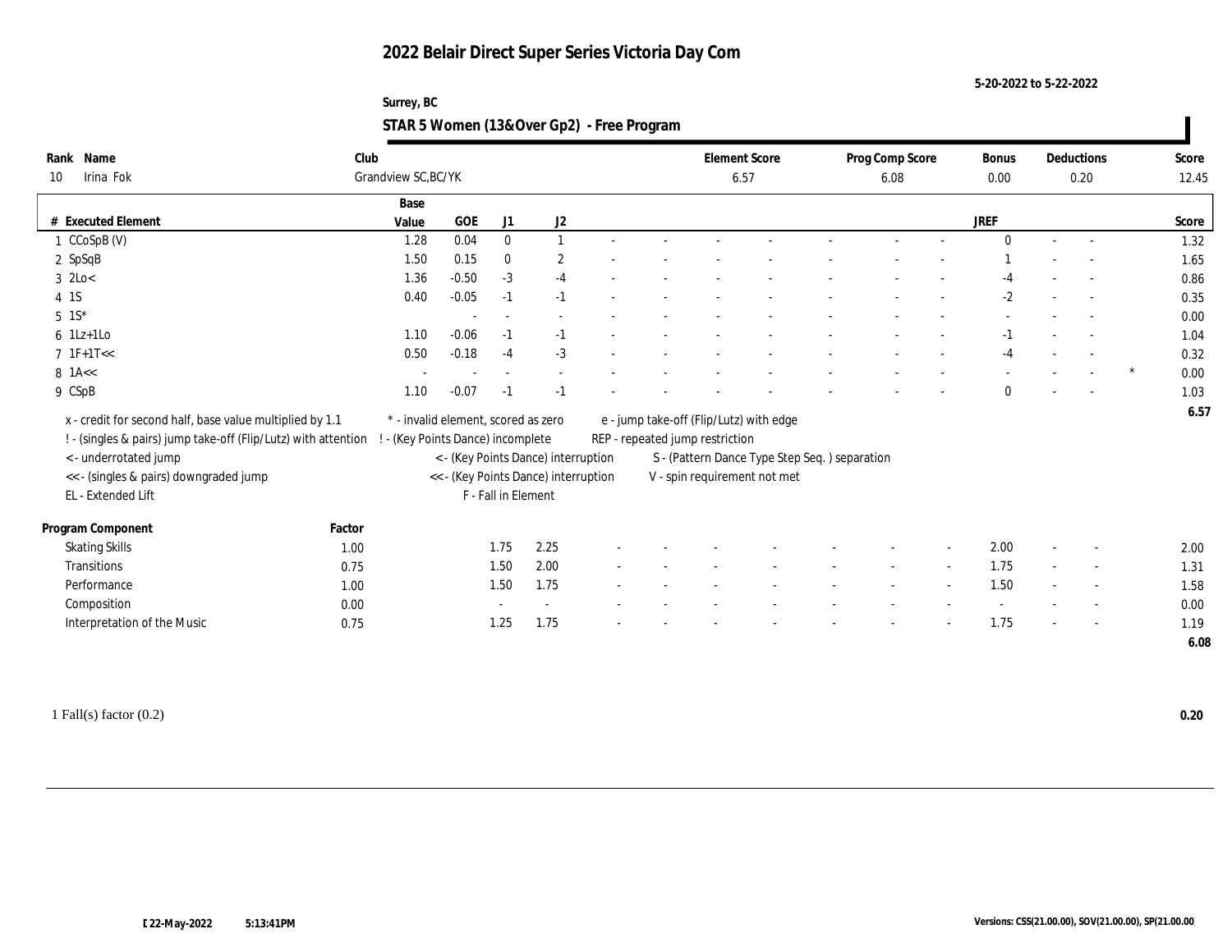# 2022 Belair Direct Super Series Victoria Day Com

5-20-2022 to 5-22-2022

Surrey, BC

## STAR 5 Women (13&Over Gp2) - Free Program

| Rank | Name | Club | Element Score | Prog Comp Score | Bonus | Deductions | Score |
|---|---|---|---|---|---|---|---|
| 10 | Irina Fok | Grandview SC,BC/YK | 6.57 | 6.08 | 0.00 | 0.20 | 12.45 |

| # | Executed Element | Base Value | GOE | J1 | J2 | JREF | | Score |
|---|---|---|---|---|---|---|---|---|
| 1 | CCoSpB (V) | 1.28 | 0.04 | 0 | 1 | 0 | | 1.32 |
| 2 | SpSqB | 1.50 | 0.15 | 0 | 2 | 1 | | 1.65 |
| 3 | 2Lo< | 1.36 | -0.50 | -3 | -4 | -4 | | 0.86 |
| 4 | 1S | 0.40 | -0.05 | -1 | -1 | -2 | | 0.35 |
| 5 | 1S* | | - | - | - | - | | 0.00 |
| 6 | 1Lz+1Lo | 1.10 | -0.06 | -1 | -1 | -1 | | 1.04 |
| 7 | 1F+1T<< | 0.50 | -0.18 | -4 | -3 | -4 | | 0.32 |
| 8 | 1A<< | - | - | - | - | - | * | 0.00 |
| 9 | CSpB | 1.10 | -0.07 | -1 | -1 | 0 | | 1.03 |
| | | | | | | | | 6.57 |

x - credit for second half, base value multiplied by 1.1
! - (singles & pairs) jump take-off (Flip/Lutz) with attention
< - underrotated jump
<< - (singles & pairs) downgraded jump
EL - Extended Lift
* - invalid element, scored as zero
! - (Key Points Dance) incomplete
< - (Key Points Dance) interruption
<< - (Key Points Dance) interruption
F - Fall in Element
e - jump take-off (Flip/Lutz) with edge
REP - repeated jump restriction
S - (Pattern Dance Type Step Seq. ) separation
V - spin requirement not met

| Program Component | Factor | J1 | J2 | JREF | Score |
|---|---|---|---|---|---|
| Skating Skills | 1.00 | 1.75 | 2.25 | 2.00 | 2.00 |
| Transitions | 0.75 | 1.50 | 2.00 | 1.75 | 1.31 |
| Performance | 1.00 | 1.50 | 1.75 | 1.50 | 1.58 |
| Composition | 0.00 | - | - | - | 0.00 |
| Interpretation of the Music | 0.75 | 1.25 | 1.75 | 1.75 | 1.19 |
| | | | | | 6.08 |

1 Fall(s) factor (0.2) **0.20**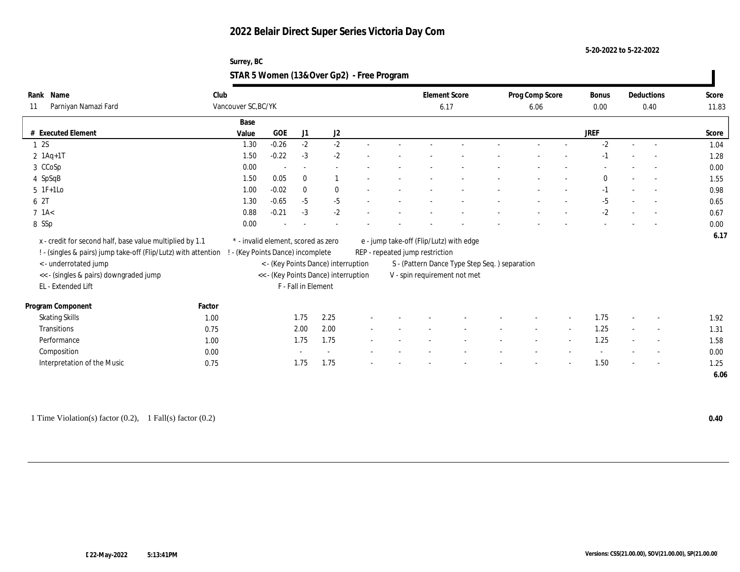# 2022 Belair Direct Super Series Victoria Day Com

5-20-2022 to 5-22-2022

Surrey, BC

## STAR 5 Women (13&Over Gp2) - Free Program

| Rank | Name | Club | Element Score | Prog Comp Score | Bonus | Deductions | Score |
|---|---|---|---|---|---|---|---|
| 11 | Parniyan Namazi Fard | Vancouver SC,BC/YK | 6.17 | 6.06 | 0.00 | 0.40 | 11.83 |

| # | Executed Element | Base Value | GOE | J1 | J2 | | | | | | | | | | JREF | | | Score |
|---|---|---|---|---|---|---|---|---|---|---|---|---|---|---|---|---|---|---|
| 1 | 2S | 1.30 | -0.26 | -2 | -2 | - | - | - | - | - | - | - | - | - | -2 | - | - | 1.04 |
| 2 | 1Aq+1T | 1.50 | -0.22 | -3 | -2 | - | - | - | - | - | - | - | - | - | -1 | - | - | 1.28 |
| 3 | CCoSp | 0.00 | - | - | - | - | - | - | - | - | - | - | - | - | - | - | - | 0.00 |
| 4 | SpSqB | 1.50 | 0.05 | 0 | 1 | - | - | - | - | - | - | - | - | - | 0 | - | - | 1.55 |
| 5 | 1F+1Lo | 1.00 | -0.02 | 0 | 0 | - | - | - | - | - | - | - | - | - | -1 | - | - | 0.98 |
| 6 | 2T | 1.30 | -0.65 | -5 | -5 | - | - | - | - | - | - | - | - | - | -5 | - | - | 0.65 |
| 7 | 1A< | 0.88 | -0.21 | -3 | -2 | - | - | - | - | - | - | - | - | - | -2 | - | - | 0.67 |
| 8 | SSp | 0.00 | - | - | - | - | - | - | - | - | - | - | - | - | - | - | - | 0.00 |
| | | | | | | | | | | | | | | | | | | 6.17 |

x - credit for second half, base value multiplied by 1.1
! - (singles & pairs) jump take-off (Flip/Lutz) with attention
< - underrotated jump
<< - (singles & pairs) downgraded jump
EL - Extended Lift
* - invalid element, scored as zero
! - (Key Points Dance) incomplete
< - (Key Points Dance) interruption
<< - (Key Points Dance) interruption
F - Fall in Element
e - jump take-off (Flip/Lutz) with edge
REP - repeated jump restriction
S - (Pattern Dance Type Step Seq. ) separation
V - spin requirement not met

| Program Component | Factor | J1 | J2 | | | | | | | | | | JREF | | | Score |
|---|---|---|---|---|---|---|---|---|---|---|---|---|---|---|---|---|
| Skating Skills | 1.00 | 1.75 | 2.25 | - | - | - | - | - | - | - | - | - | 1.75 | - | - | 1.92 |
| Transitions | 0.75 | 2.00 | 2.00 | - | - | - | - | - | - | - | - | - | 1.25 | - | - | 1.31 |
| Performance | 1.00 | 1.75 | 1.75 | - | - | - | - | - | - | - | - | - | 1.25 | - | - | 1.58 |
| Composition | 0.00 | - | - | - | - | - | - | - | - | - | - | - | - | - | - | 0.00 |
| Interpretation of the Music | 0.75 | 1.75 | 1.75 | - | - | - | - | - | - | - | - | - | 1.50 | - | - | 1.25 |
| | | | | | | | | | | | | | | | | 6.06 |

1 Time Violation(s) factor (0.2), 1 Fall(s) factor (0.2) **0.40**

22-May-2022 5:13:41PM

Versions: CSS(21.00.00), SOV(21.00.00), SP(21.00.00)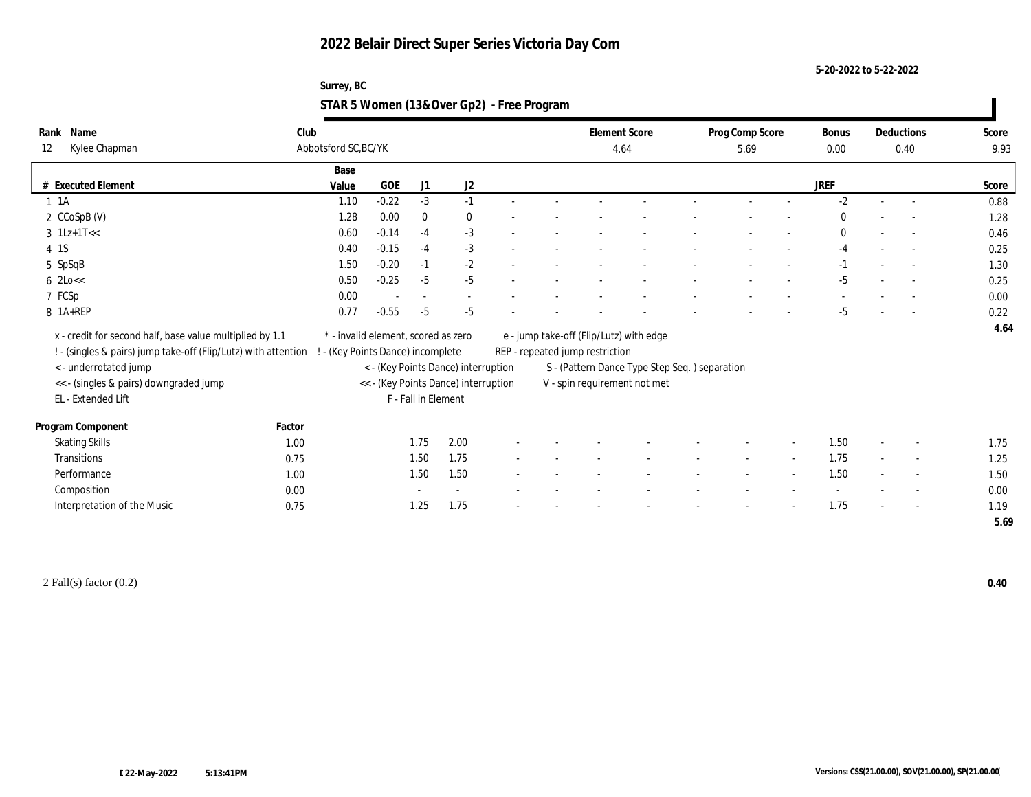# 2022 Belair Direct Super Series Victoria Day Com

5-20-2022 to 5-22-2022

Surrey, BC

## STAR 5 Women (13&Over Gp2) - Free Program

| Rank | Name | Club | Element Score | Prog Comp Score | Bonus | Deductions | Score |
|---|---|---|---|---|---|---|---|
| 12 | Kylee Chapman | Abbotsford SC,BC/YK | 4.64 | 5.69 | 0.00 | 0.40 | 9.93 |

| # | Executed Element | Base Value | GOE | J1 | J2 | | | | | | | | | JREF | | | Score |
|---|---|---|---|---|---|---|---|---|---|---|---|---|---|---|---|---|---|
| 1 | 1A | 1.10 | -0.22 | -3 | -1 | - | - | - | - | - | - | - | - | -2 | - | - | 0.88 |
| 2 | CCoSpB (V) | 1.28 | 0.00 | 0 | 0 | - | - | - | - | - | - | - | - | 0 | - | - | 1.28 |
| 3 | 1Lz+1T<< | 0.60 | -0.14 | -4 | -3 | - | - | - | - | - | - | - | - | 0 | - | - | 0.46 |
| 4 | 1S | 0.40 | -0.15 | -4 | -3 | - | - | - | - | - | - | - | - | -4 | - | - | 0.25 |
| 5 | SpSqB | 1.50 | -0.20 | -1 | -2 | - | - | - | - | - | - | - | - | -1 | - | - | 1.30 |
| 6 | 2Lo<< | 0.50 | -0.25 | -5 | -5 | - | - | - | - | - | - | - | - | -5 | - | - | 0.25 |
| 7 | FCSp | 0.00 | - | - | - | - | - | - | - | - | - | - | - | - | - | - | 0.00 |
| 8 | 1A+REP | 0.77 | -0.55 | -5 | -5 | - | - | - | - | - | - | - | - | -5 | - | - | 0.22 |
| | | | | | | | | | | | | | | | | | 4.64 |

x - credit for second half, base value multiplied by 1.1
! - (singles & pairs) jump take-off (Flip/Lutz) with attention
< - underrotated jump
<< - (singles & pairs) downgraded jump
EL - Extended Lift
\* - invalid element, scored as zero
! - (Key Points Dance) incomplete
< - (Key Points Dance) interruption
<< - (Key Points Dance) interruption
F - Fall in Element
e - jump take-off (Flip/Lutz) with edge
REP - repeated jump restriction
S - (Pattern Dance Type Step Seq. ) separation
V - spin requirement not met

| Program Component | Factor | J1 | J2 | | | | | | | | | JREF | | | Score |
|---|---|---|---|---|---|---|---|---|---|---|---|---|---|---|---|
| Skating Skills | 1.00 | 1.75 | 2.00 | - | - | - | - | - | - | - | - | 1.50 | - | - | 1.75 |
| Transitions | 0.75 | 1.50 | 1.75 | - | - | - | - | - | - | - | - | 1.75 | - | - | 1.25 |
| Performance | 1.00 | 1.50 | 1.50 | - | - | - | - | - | - | - | - | 1.50 | - | - | 1.50 |
| Composition | 0.00 | - | - | - | - | - | - | - | - | - | - | - | - | - | 0.00 |
| Interpretation of the Music | 0.75 | 1.25 | 1.75 | - | - | - | - | - | - | - | - | 1.75 | - | - | 1.19 |
| | | | | | | | | | | | | | | | 5.69 |

2 Fall(s) factor (0.2) **0.40**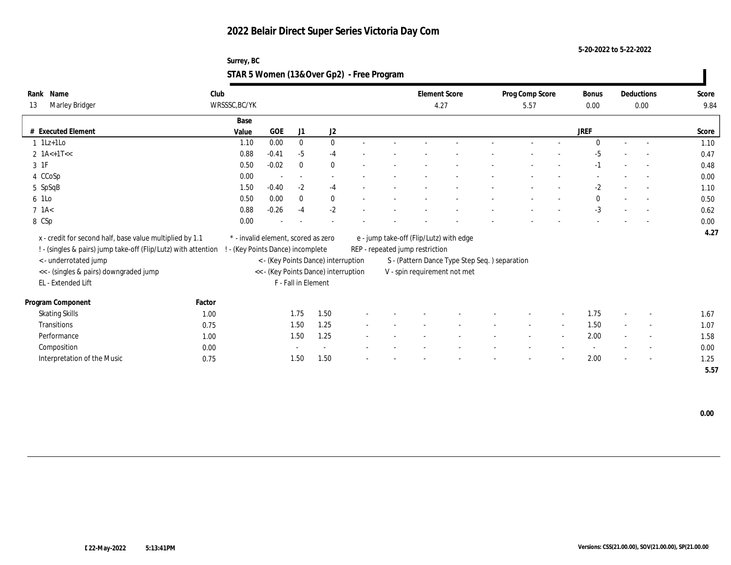# 2022 Belair Direct Super Series Victoria Day Com

5-20-2022 to 5-22-2022

Surrey, BC

## STAR 5 Women (13&Over Gp2) - Free Program

| Rank | Name | Club | Element Score | Prog Comp Score | Bonus | Deductions | Score |
|---|---|---|---|---|---|---|---|
| 13 | Marley Bridger | WRSSSC,BC/YK | 4.27 | 5.57 | 0.00 | 0.00 | 9.84 |

| # | Executed Element | Base Value | GOE | J1 | J2 | | | | | | | | | | JREF | | | Score |
|---|---|---|---|---|---|---|---|---|---|---|---|---|---|---|---|---|---|---|
| 1 | 1Lz+1Lo | 1.10 | 0.00 | 0 | 0 | - | - | - | - | - | - | - | - | | 0 | - | - | 1.10 |
| 2 | 1A<+1T<< | 0.88 | -0.41 | -5 | -4 | - | - | - | - | - | - | - | - | | -5 | - | - | 0.47 |
| 3 | 1F | 0.50 | -0.02 | 0 | 0 | - | - | - | - | - | - | - | - | | -1 | - | - | 0.48 |
| 4 | CCoSp | 0.00 | - | - | - | - | - | - | - | - | - | - | - | | - | - | - | 0.00 |
| 5 | SpSqB | 1.50 | -0.40 | -2 | -4 | - | - | - | - | - | - | - | - | | -2 | - | - | 1.10 |
| 6 | 1Lo | 0.50 | 0.00 | 0 | 0 | - | - | - | - | - | - | - | - | | 0 | - | - | 0.50 |
| 7 | 1A< | 0.88 | -0.26 | -4 | -2 | - | - | - | - | - | - | - | - | | -3 | - | - | 0.62 |
| 8 | CSp | 0.00 | - | - | - | - | - | - | - | - | - | - | - | | - | - | - | 0.00 |
| | | | | | | | | | | | | | | | | | | 4.27 |

x - credit for second half, base value multiplied by 1.1
! - (singles & pairs) jump take-off (Flip/Lutz) with attention
< - underrotated jump
<< - (singles & pairs) downgraded jump
EL - Extended Lift
\* - invalid element, scored as zero
! - (Key Points Dance) incomplete
< - (Key Points Dance) interruption
<< - (Key Points Dance) interruption
F - Fall in Element
e - jump take-off (Flip/Lutz) with edge
REP - repeated jump restriction
S - (Pattern Dance Type Step Seq. ) separation
V - spin requirement not met

| Program Component | Factor | J1 | J2 | | | | | | | | | | JREF | | | Score |
|---|---|---|---|---|---|---|---|---|---|---|---|---|---|---|---|---|
| Skating Skills | 1.00 | 1.75 | 1.50 | - | - | - | - | - | - | - | - | - | 1.75 | - | - | 1.67 |
| Transitions | 0.75 | 1.50 | 1.25 | - | - | - | - | - | - | - | - | - | 1.50 | - | - | 1.07 |
| Performance | 1.00 | 1.50 | 1.25 | - | - | - | - | - | - | - | - | - | 2.00 | - | - | 1.58 |
| Composition | 0.00 | - | - | - | - | - | - | - | - | - | - | - | - | - | - | 0.00 |
| Interpretation of the Music | 0.75 | 1.50 | 1.50 | - | - | - | - | - | - | - | - | - | 2.00 | - | - | 1.25 |
| | | | | | | | | | | | | | | | | 5.57 |

0.00

22-May-2022 5:13:41PM

Versions: CSS(21.00.00), SOV(21.00.00), SP(21.00.00)